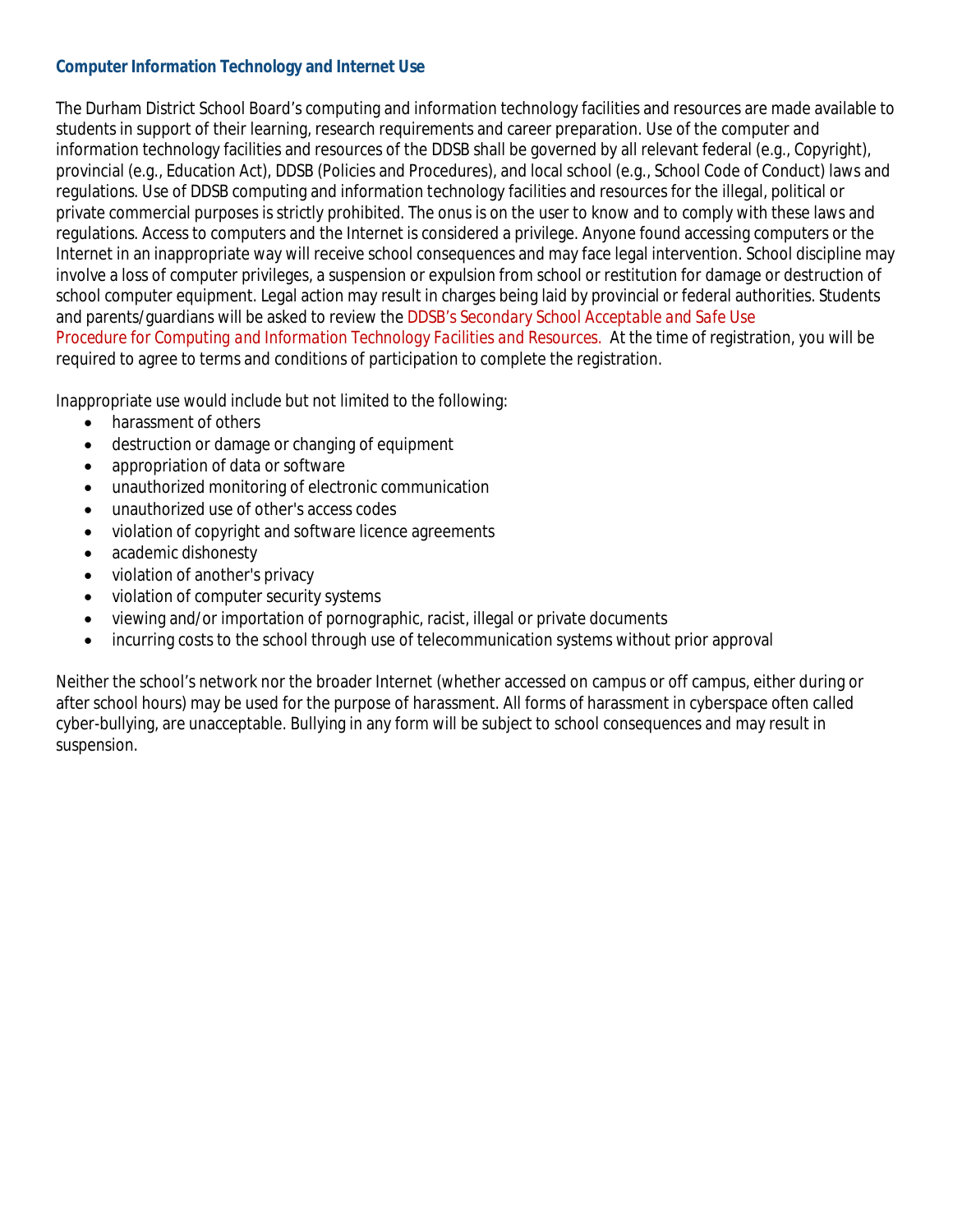## Computer Information Technology and Internet Use

The Durham District School Board's computing and information technology facilities and resources are made available to students in support of their learning, research requirements and career preparation. Use of the computer and information technology facilities and resources of the DDSB shall be governed by all relevant federal (e.g., Copyright), provincial (e.g., Education Act), DDSB (Policies and Procedures), and local school (e.g., School Code of Conduct) laws and regulations. Use of DDSB computing and information technology facilities and resources for the illegal, political or private commercial purposes is strictly prohibited. The onus is on the user to know and to comply with these laws and regulations. Access to computers and the Internet is considered a privilege. Anyone found accessing computers or the Internet in an inappropriate way will receive school consequences and may face legal intervention. School discipline may involve a loss of computer privileges, a suspension or expulsion from school or restitution for damage or destruction of school computer equipment. Legal action may result in charges being laid by provincial or federal authorities. Students and parents/guardians will be asked to review the *DDSB's Secondary School Acceptable and Safe Use Procedure for Computing and Information Technology Facilities and Resources.* At the time of registration, you will be required to agree to terms and conditions of participation to complete the registration.

Inappropriate use would include but not limited to the following:

- harassment of others
- destruction or damage or changing of equipment
- appropriation of data or software
- unauthorized monitoring of electronic communication
- unauthorized use of other's access codes
- violation of copyright and software licence agreements
- academic dishonesty
- violation of another's privacy
- violation of computer security systems
- viewing and/or importation of pornographic, racist, illegal or private documents
- incurring costs to the school through use of telecommunication systems without prior approval

Neither the school's network nor the broader Internet (whether accessed on campus or off campus, either during or after school hours) may be used for the purpose of harassment. All forms of harassment in cyberspace often called cyber-bullying, are unacceptable. Bullying in any form will be subject to school consequences and may result in suspension.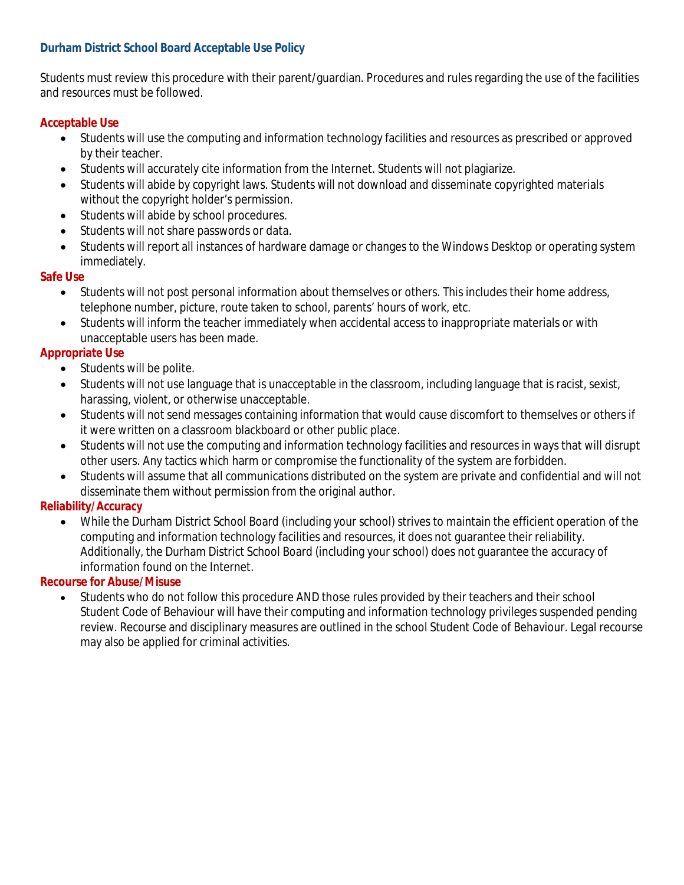# Durham District School Board Acceptable Use Policy

Students must review this procedure with their parent/guardian. Procedures and rules regarding the use of the facilities and resources must be followed.

## Acceptable Use

- Students will use the computing and information technology facilities and resources as prescribed or approved by their teacher.
- Students will accurately cite information from the Internet. Students will not plagiarize.
- Students will abide by copyright laws. Students will not download and disseminate copyrighted materials without the copyright holder's permission.
- Students will abide by school procedures.
- Students will not share passwords or data.
- Students will report all instances of hardware damage or changes to the Windows Desktop or operating system immediately.

## Safe Use

- Students will not post personal information about themselves or others. This includes their home address, telephone number, picture, route taken to school, parents' hours of work, etc.
- Students will inform the teacher immediately when accidental access to inappropriate materials or with unacceptable users has been made.

## Appropriate Use

- Students will be polite.
- Students will not use language that is unacceptable in the classroom, including language that is racist, sexist, harassing, violent, or otherwise unacceptable.
- Students will not send messages containing information that would cause discomfort to themselves or others if it were written on a classroom blackboard or other public place.
- Students will not use the computing and information technology facilities and resources in ways that will disrupt other users. Any tactics which harm or compromise the functionality of the system are forbidden.
- Students will assume that all communications distributed on the system are private and confidential and will not disseminate them without permission from the original author.

## Reliability/Accuracy

- While the Durham District School Board (including your school) strives to maintain the efficient operation of the computing and information technology facilities and resources, it does not guarantee their reliability. Additionally, the Durham District School Board (including your school) does not guarantee the accuracy of information found on the Internet.

## Recourse for Abuse/Misuse

- Students who do not follow this procedure AND those rules provided by their teachers and their school Student Code of Behaviour will have their computing and information technology privileges suspended pending review. Recourse and disciplinary measures are outlined in the school Student Code of Behaviour. Legal recourse may also be applied for criminal activities.